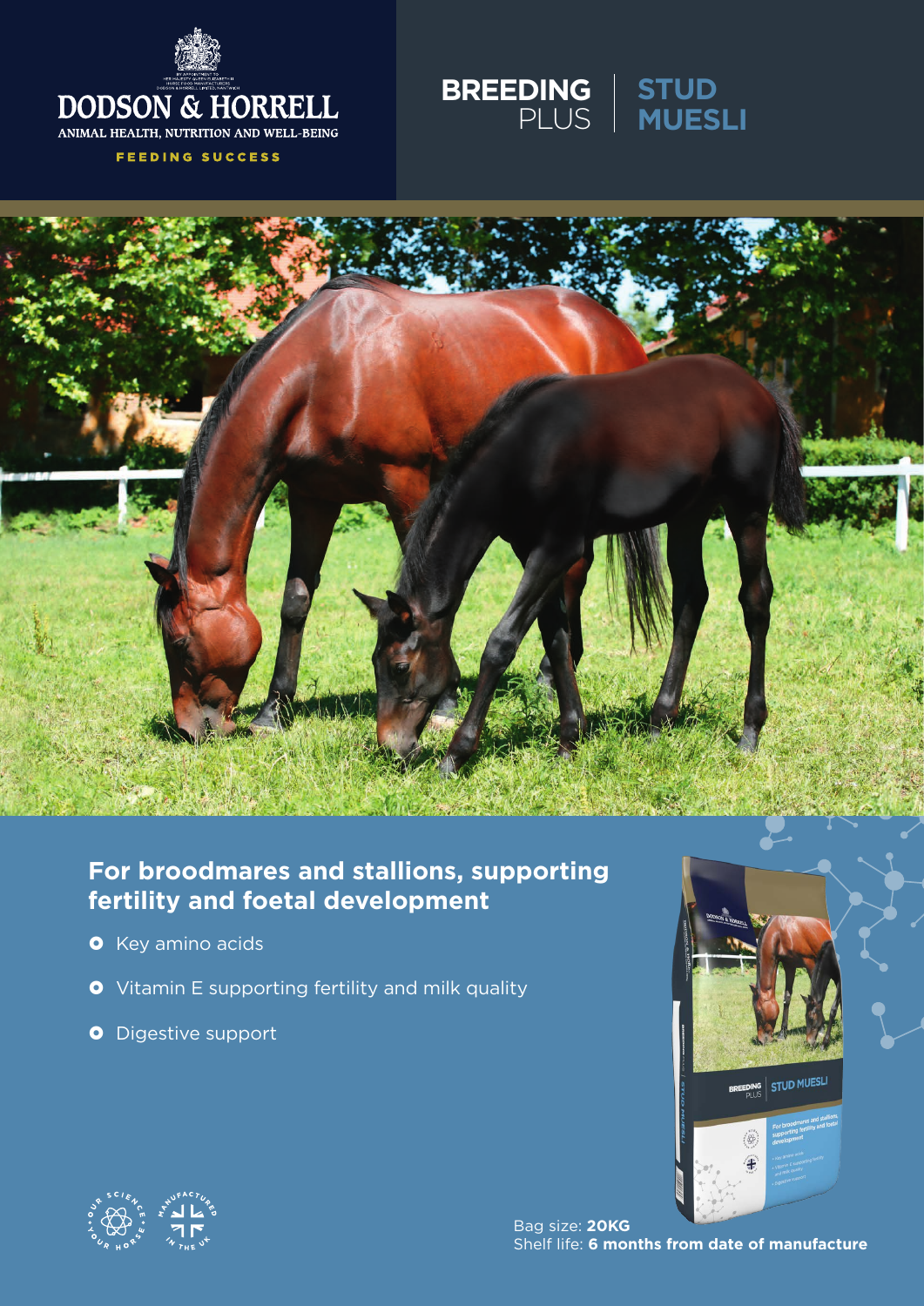DODSON & HORRELL

ANIMAL HEALTH, NUTRITION AND WELL-BEING

FEEDING SUCCESS

# BREEDING PLUS | STUD MUESLI

## For broodmares and stallions, supporting fertility and foetal development

- Key amino acids
- Vitamin E supporting fertility and milk quality
- Digestive support

Bag size: **20KG**

Shelf life: **6 months from date of manufacture**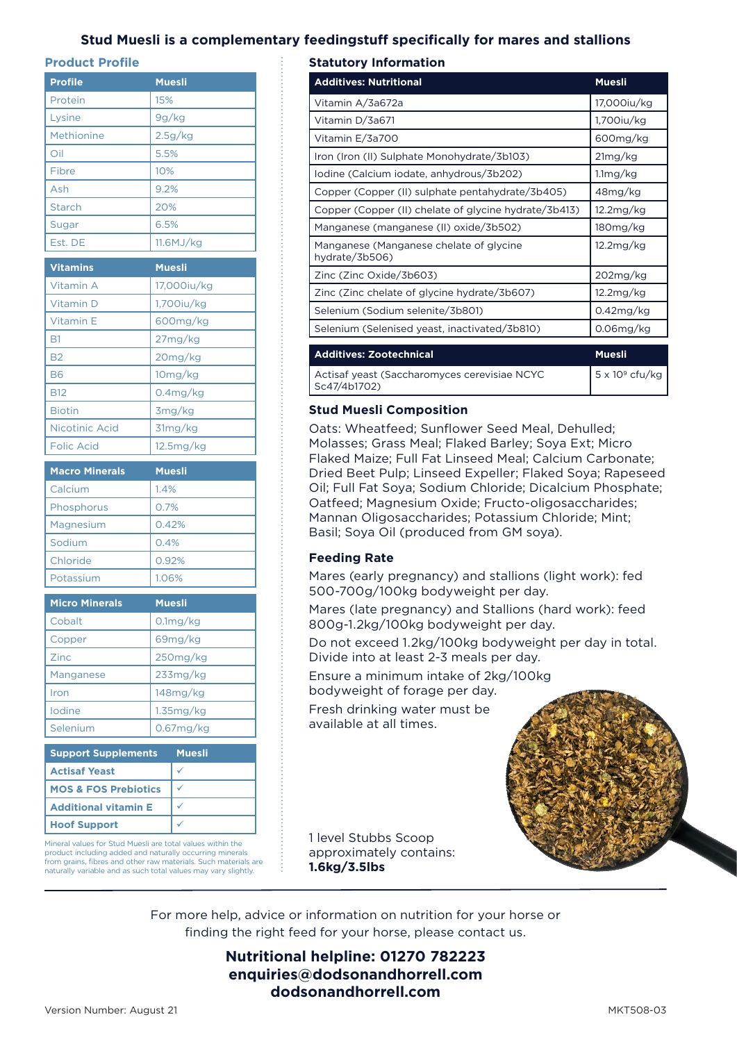## Stud Muesli is a complementary feedingstuff specifically for mares and stallions

### Product Profile

| Profile | Muesli |
|---|---|
| Protein | 15% |
| Lysine | 9g/kg |
| Methionine | 2.5g/kg |
| Oil | 5.5% |
| Fibre | 10% |
| Ash | 9.2% |
| Starch | 20% |
| Sugar | 6.5% |
| Est. DE | 11.6MJ/kg |

| Vitamins | Muesli |
|---|---|
| Vitamin A | 17,000iu/kg |
| Vitamin D | 1,700iu/kg |
| Vitamin E | 600mg/kg |
| B1 | 27mg/kg |
| B2 | 20mg/kg |
| B6 | 10mg/kg |
| B12 | 0.4mg/kg |
| Biotin | 3mg/kg |
| Nicotinic Acid | 31mg/kg |
| Folic Acid | 12.5mg/kg |

| Macro Minerals | Muesli |
|---|---|
| Calcium | 1.4% |
| Phosphorus | 0.7% |
| Magnesium | 0.42% |
| Sodium | 0.4% |
| Chloride | 0.92% |
| Potassium | 1.06% |

| Micro Minerals | Muesli |
|---|---|
| Cobalt | 0.1mg/kg |
| Copper | 69mg/kg |
| Zinc | 250mg/kg |
| Manganese | 233mg/kg |
| Iron | 148mg/kg |
| Iodine | 1.35mg/kg |
| Selenium | 0.67mg/kg |

| Support Supplements | Muesli |
|---|---|
| **Actisaf Yeast** | ✓ |
| **MOS & FOS Prebiotics** | ✓ |
| **Additional vitamin E** | ✓ |
| **Hoof Support** | ✓ |

Mineral values for Stud Muesli are total values within the product including added and naturally occurring minerals from grains, fibres and other raw materials. Such materials are naturally variable and as such total values may vary slightly.

### Statutory Information

| Additives: Nutritional | Muesli |
|---|---|
| Vitamin A/3a672a | 17,000iu/kg |
| Vitamin D/3a671 | 1,700iu/kg |
| Vitamin E/3a700 | 600mg/kg |
| Iron (Iron (II) Sulphate Monohydrate/3b103) | 21mg/kg |
| Iodine (Calcium iodate, anhydrous/3b202) | 1.1mg/kg |
| Copper (Copper (II) sulphate pentahydrate/3b405) | 48mg/kg |
| Copper (Copper (II) chelate of glycine hydrate/3b413) | 12.2mg/kg |
| Manganese (manganese (II) oxide/3b502) | 180mg/kg |
| Manganese (Manganese chelate of glycine hydrate/3b506) | 12.2mg/kg |
| Zinc (Zinc Oxide/3b603) | 202mg/kg |
| Zinc (Zinc chelate of glycine hydrate/3b607) | 12.2mg/kg |
| Selenium (Sodium selenite/3b801) | 0.42mg/kg |
| Selenium (Selenised yeast, inactivated/3b810) | 0.06mg/kg |

| Additives: Zootechnical | Muesli |
|---|---|
| Actisaf yeast (Saccharomyces cerevisiae NCYC Sc47/4b1702) | 5 x $10^9$ cfu/kg |

### Stud Muesli Composition

Oats: Wheatfeed; Sunflower Seed Meal, Dehulled; Molasses; Grass Meal; Flaked Barley; Soya Ext; Micro Flaked Maize; Full Fat Linseed Meal; Calcium Carbonate; Dried Beet Pulp; Linseed Expeller; Flaked Soya; Rapeseed Oil; Full Fat Soya; Sodium Chloride; Dicalcium Phosphate; Oatfeed; Magnesium Oxide; Fructo-oligosaccharides; Mannan Oligosaccharides; Potassium Chloride; Mint; Basil; Soya Oil (produced from GM soya).

### Feeding Rate

Mares (early pregnancy) and stallions (light work): fed 500-700g/100kg bodyweight per day.

Mares (late pregnancy) and Stallions (hard work): feed 800g-1.2kg/100kg bodyweight per day.

Do not exceed 1.2kg/100kg bodyweight per day in total. Divide into at least 2-3 meals per day.

Ensure a minimum intake of 2kg/100kg bodyweight of forage per day.

Fresh drinking water must be available at all times.

1 level Stubbs Scoop approximately contains: **1.6kg/3.5lbs**

For more help, advice or information on nutrition for your horse or finding the right feed for your horse, please contact us.

**Nutritional helpline: 01270 782223**
**enquiries@dodsonandhorrell.com**
**dodsonandhorrell.com**

Version Number: August 21

MKT508-03